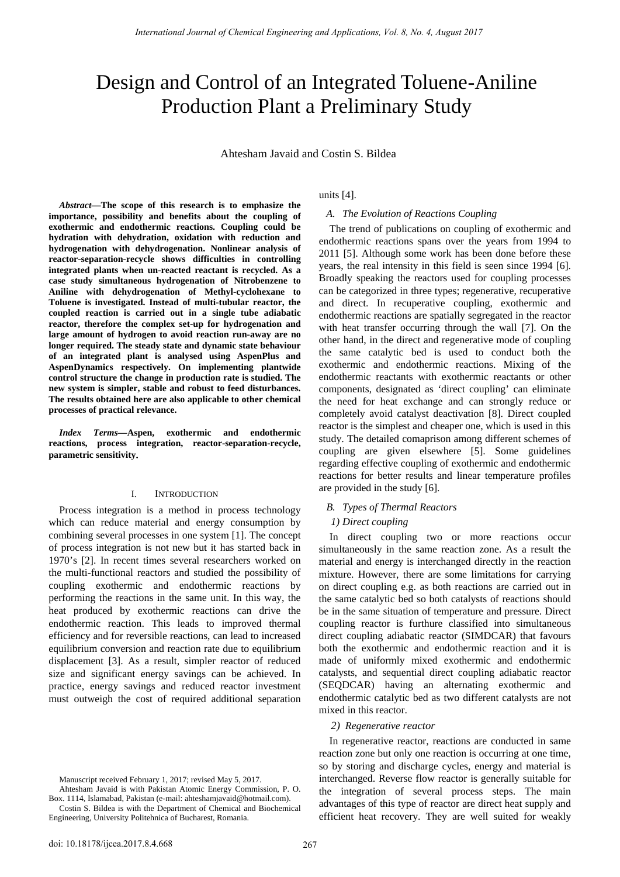# Design and Control of an Integrated Toluene-Aniline Production Plant a Preliminary Study

Ahtesham Javaid and Costin S. Bildea

***Abstract*—The scope of this research is to emphasize the importance, possibility and benefits about the coupling of exothermic and endothermic reactions. Coupling could be hydration with dehydration, oxidation with reduction and hydrogenation with dehydrogenation. Nonlinear analysis of reactor-separation-recycle shows difficulties in controlling integrated plants when un-reacted reactant is recycled. As a case study simultaneous hydrogenation of Nitrobenzene to Aniline with dehydrogenation of Methyl-cyclohexane to Toluene is investigated. Instead of multi-tubular reactor, the coupled reaction is carried out in a single tube adiabatic reactor, therefore the complex set-up for hydrogenation and large amount of hydrogen to avoid reaction run-away are no longer required. The steady state and dynamic state behaviour of an integrated plant is analysed using AspenPlus and AspenDynamics respectively. On implementing plantwide control structure the change in production rate is studied. The new system is simpler, stable and robust to feed disturbances. The results obtained here are also applicable to other chemical processes of practical relevance.**

***Index Terms*—Aspen, exothermic and endothermic reactions, process integration, reactor-separation-recycle, parametric sensitivity.**

## I. Introduction

Process integration is a method in process technology which can reduce material and energy consumption by combining several processes in one system [1]. The concept of process integration is not new but it has started back in 1970's [2]. In recent times several researchers worked on the multi-functional reactors and studied the possibility of coupling exothermic and endothermic reactions by performing the reactions in the same unit. In this way, the heat produced by exothermic reactions can drive the endothermic reaction. This leads to improved thermal efficiency and for reversible reactions, can lead to increased equilibrium conversion and reaction rate due to equilibrium displacement [3]. As a result, simpler reactor of reduced size and significant energy savings can be achieved. In practice, energy savings and reduced reactor investment must outweigh the cost of required additional separation units [4].

### *A. The Evolution of Reactions Coupling*

The trend of publications on coupling of exothermic and endothermic reactions spans over the years from 1994 to 2011 [5]. Although some work has been done before these years, the real intensity in this field is seen since 1994 [6]. Broadly speaking the reactors used for coupling processes can be categorized in three types; regenerative, recuperative and direct. In recuperative coupling, exothermic and endothermic reactions are spatially segregated in the reactor with heat transfer occurring through the wall [7]. On the other hand, in the direct and regenerative mode of coupling the same catalytic bed is used to conduct both the exothermic and endothermic reactions. Mixing of the endothermic reactants with exothermic reactants or other components, designated as 'direct coupling' can eliminate the need for heat exchange and can strongly reduce or completely avoid catalyst deactivation [8]. Direct coupled reactor is the simplest and cheaper one, which is used in this study. The detailed comaprison among different schemes of coupling are given elsewhere [5]. Some guidelines regarding effective coupling of exothermic and endothermic reactions for better results and linear temperature profiles are provided in the study [6].

### *B. Types of Thermal Reactors*

#### *1) Direct coupling*

In direct coupling two or more reactions occur simultaneously in the same reaction zone. As a result the material and energy is interchanged directly in the reaction mixture. However, there are some limitations for carrying on direct coupling e.g. as both reactions are carried out in the same catalytic bed so both catalysts of reactions should be in the same situation of temperature and pressure. Direct coupling reactor is furthure classified into simultaneous direct coupling adiabatic reactor (SIMDCAR) that favours both the exothermic and endothermic reaction and it is made of uniformly mixed exothermic and endothermic catalysts, and sequential direct coupling adiabatic reactor (SEQDCAR) having an alternating exothermic and endothermic catalytic bed as two different catalysts are not mixed in this reactor.

#### *2) Regenerative reactor*

In regenerative reactor, reactions are conducted in same reaction zone but only one reaction is occurring at one time, so by storing and discharge cycles, energy and material is interchanged. Reverse flow reactor is generally suitable for the integration of several process steps. The main advantages of this type of reactor are direct heat supply and efficient heat recovery. They are well suited for weakly

Manuscript received February 1, 2017; revised May 5, 2017.

Ahtesham Javaid is with Pakistan Atomic Energy Commission, P. O. Box. 1114, Islamabad, Pakistan (e-mail: ahteshamjavaid@hotmail.com).

Costin S. Bildea is with the Department of Chemical and Biochemical Engineering, University Politehnica of Bucharest, Romania.

doi: 10.18178/ijcea.2017.8.4.668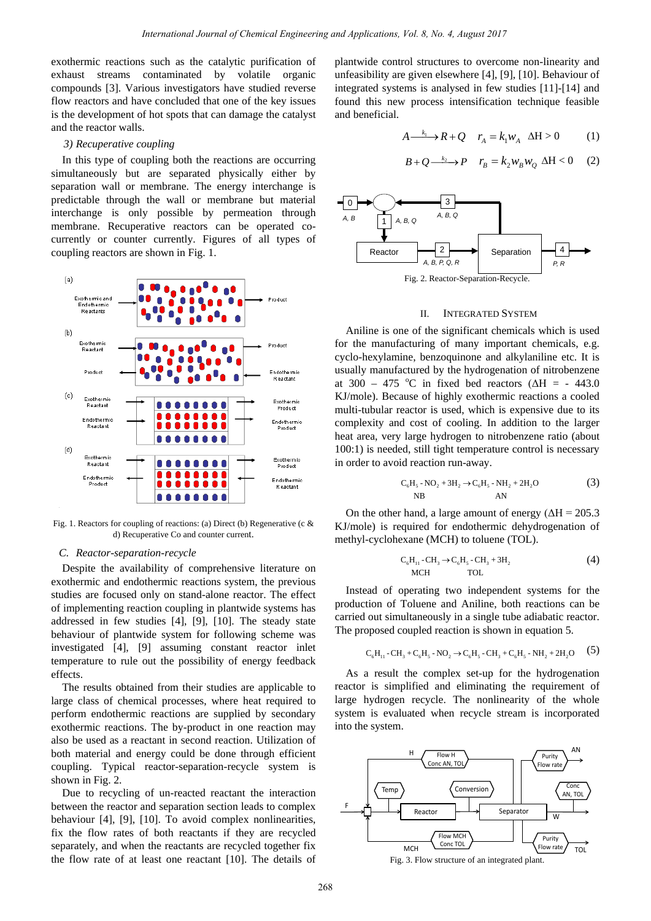exothermic reactions such as the catalytic purification of exhaust streams contaminated by volatile organic compounds [3]. Various investigators have studied reverse flow reactors and have concluded that one of the key issues is the development of hot spots that can damage the catalyst and the reactor walls.

*3) Recuperative coupling*

In this type of coupling both the reactions are occurring simultaneously but are separated physically either by separation wall or membrane. The energy interchange is predictable through the wall or membrane but material interchange is only possible by permeation through membrane. Recuperative reactors can be operated co-currently or counter currently. Figures of all types of coupling reactors are shown in Fig. 1.

Fig. 1. Reactors for coupling of reactions: (a) Direct (b) Regenerative (c & d) Recuperative Co and counter current.

### C. Reactor-separation-recycle

Despite the availability of comprehensive literature on exothermic and endothermic reactions system, the previous studies are focused only on stand-alone reactor. The effect of implementing reaction coupling in plantwide systems has addressed in few studies [4], [9], [10]. The steady state behaviour of plantwide system for following scheme was investigated [4], [9] assuming constant reactor inlet temperature to rule out the possibility of energy feedback effects.

The results obtained from their studies are applicable to large class of chemical processes, where heat required to perform endothermic reactions are supplied by secondary exothermic reactions. The by-product in one reaction may also be used as a reactant in second reaction. Utilization of both material and energy could be done through efficient coupling. Typical reactor-separation-recycle system is shown in Fig. 2.

Due to recycling of un-reacted reactant the interaction between the reactor and separation section leads to complex behaviour [4], [9], [10]. To avoid complex nonlinearities, fix the flow rates of both reactants if they are recycled separately, and when the reactants are recycled together fix the flow rate of at least one reactant [10]. The details of plantwide control structures to overcome non-linearity and unfeasibility are given elsewhere [4], [9], [10]. Behaviour of integrated systems is analysed in few studies [11]-[14] and found this new process intensification technique feasible and beneficial.

$$A \xrightarrow{k_1} R + Q \quad r_A = k_1 w_A \quad \Delta H > 0 \qquad (1)$$

$$B + Q \xrightarrow{k_2} P \quad r_B = k_2 w_B w_Q \quad \Delta H < 0 \qquad (2)$$

Fig. 2. Reactor-Separation-Recycle.

## II. Integrated System

Aniline is one of the significant chemicals which is used for the manufacturing of many important chemicals, e.g. cyclo-hexylamine, benzoquinone and alkylaniline etc. It is usually manufactured by the hydrogenation of nitrobenzene at 300 – 475 $^{o}$C in fixed bed reactors ($\Delta H$ = - 443.0 KJ/mole). Because of highly exothermic reactions a cooled multi-tubular reactor is used, which is expensive due to its complexity and cost of cooling. In addition to the larger heat area, very large hydrogen to nitrobenzene ratio (about 100:1) is needed, still tight temperature control is necessary in order to avoid reaction run-away.

$$\underset{\text{NB}}{C_6H_5\text{-}NO_2} + 3H_2 \rightarrow \underset{\text{AN}}{C_6H_5\text{-}NH_2} + 2H_2O \qquad (3)$$

On the other hand, a large amount of energy ($\Delta H$ = 205.3 KJ/mole) is required for endothermic dehydrogenation of methyl-cyclohexane (MCH) to toluene (TOL).

$$\underset{\text{MCH}}{C_6H_{11}\text{-}CH_3} \rightarrow \underset{\text{TOL}}{C_6H_5\text{-}CH_3} + 3H_2 \qquad (4)$$

Instead of operating two independent systems for the production of Toluene and Aniline, both reactions can be carried out simultaneously in a single tube adiabatic reactor. The proposed coupled reaction is shown in equation 5.

$$C_6H_{11}\text{-}CH_3 + C_6H_5\text{-}NO_2 \rightarrow C_6H_5\text{-}CH_3 + C_6H_5\text{-}NH_2 + 2H_2O \qquad (5)$$

As a result the complex set-up for the hydrogenation reactor is simplified and eliminating the requirement of large hydrogen recycle. The nonlinearity of the whole system is evaluated when recycle stream is incorporated into the system.

Fig. 3. Flow structure of an integrated plant.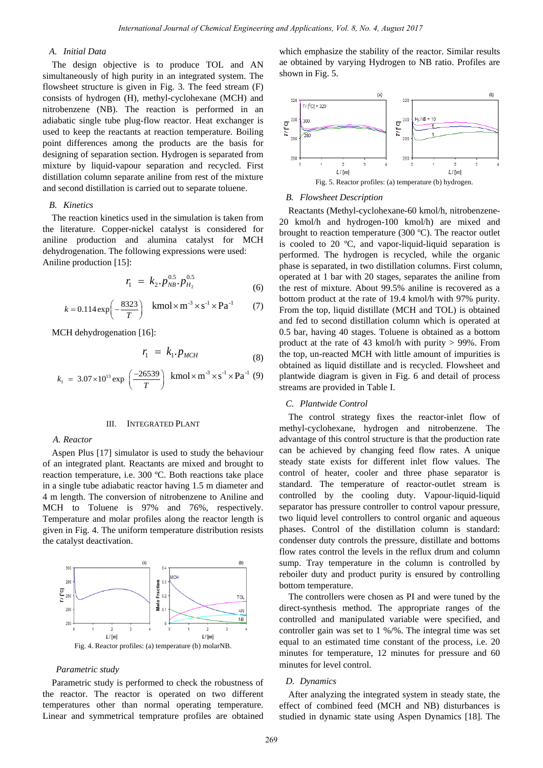### A. Initial Data

The design objective is to produce TOL and AN simultaneously of high purity in an integrated system. The flowsheet structure is given in Fig. 3. The feed stream (F) consists of hydrogen (H), methyl-cyclohexane (MCH) and nitrobenzene (NB). The reaction is performed in an adiabatic single tube plug-flow reactor. Heat exchanger is used to keep the reactants at reaction temperature. Boiling point differences among the products are the basis for designing of separation section. Hydrogen is separated from mixture by liquid-vapour separation and recycled. First distillation column separate aniline from rest of the mixture and second distillation is carried out to separate toluene.

### B. Kinetics

The reaction kinetics used in the simulation is taken from the literature. Copper-nickel catalyst is considered for aniline production and alumina catalyst for MCH dehydrogenation. The following expressions were used:
Aniline production [15]:

$$r_1 = k_2 . p_{NB}^{0.5} . p_{H_2}^{0.5} \tag{6}$$

$$k = 0.114 \exp\left(-\frac{8323}{T}\right) \quad \text{kmol} \times \text{m}^{-3} \times \text{s}^{-1} \times \text{Pa}^{-1} \tag{7}$$

MCH dehydrogenation [16]:

$$r_1 = k_1 . p_{MCH} \tag{8}$$

$$k_1 = 3.07 \times 10^{13} \exp\left(\frac{-26539}{T}\right) \quad \text{kmol} \times \text{m}^{-3} \times \text{s}^{-1} \times \text{Pa}^{-1} \tag{9}$$

## III. Integrated Plant

### A. Reactor

Aspen Plus [17] simulator is used to study the behaviour of an integrated plant. Reactants are mixed and brought to reaction temperature, i.e. 300 ºC. Both reactions take place in a single tube adiabatic reactor having 1.5 m diameter and 4 m length. The conversion of nitrobenzene to Aniline and MCH to Toluene is 97% and 76%, respectively. Temperature and molar profiles along the reactor length is given in Fig. 4. The uniform temperature distribution resists the catalyst deactivation.

Fig. 4. Reactor profiles: (a) temperature (b) molarNB.

*Parametric study*

Parametric study is performed to check the robustness of the reactor. The reactor is operated on two different temperatures other than normal operating temperature. Linear and symmetrical temprature profiles are obtained which emphasize the stability of the reactor. Similar results ae obtained by varying Hydrogen to NB ratio. Profiles are shown in Fig. 5.

Fig. 5. Reactor profiles: (a) temperature (b) hydrogen.

### B. Flowsheet Description

Reactants (Methyl-cyclohexane-60 kmol/h, nitrobenzene-20 kmol/h and hydrogen-100 kmol/h) are mixed and brought to reaction temperature (300 ºC). The reactor outlet is cooled to 20 ºC, and vapor-liquid-liquid separation is performed. The hydrogen is recycled, while the organic phase is separated, in two distillation columns. First column, operated at 1 bar with 20 stages, separates the aniline from the rest of mixture. About 99.5% aniline is recovered as a bottom product at the rate of 19.4 kmol/h with 97% purity. From the top, liquid distillate (MCH and TOL) is obtained and fed to second distillation column which is operated at 0.5 bar, having 40 stages. Toluene is obtained as a bottom product at the rate of 43 kmol/h with purity > 99%. From the top, un-reacted MCH with little amount of impurities is obtained as liquid distillate and is recycled. Flowsheet and plantwide diagram is given in Fig. 6 and detail of process streams are provided in Table I.

### C. Plantwide Control

The control strategy fixes the reactor-inlet flow of methyl-cyclohexane, hydrogen and nitrobenzene. The advantage of this control structure is that the production rate can be achieved by changing feed flow rates. A unique steady state exists for different inlet flow values. The control of heater, cooler and three phase separator is standard. The temperature of reactor-outlet stream is controlled by the cooling duty. Vapour-liquid-liquid separator has pressure controller to control vapour pressure, two liquid level controllers to control organic and aqueous phases. Control of the distillation column is standard: condenser duty controls the pressure, distillate and bottoms flow rates control the levels in the reflux drum and column sump. Tray temperature in the column is controlled by reboiler duty and product purity is ensured by controlling bottom temperature.

The controllers were chosen as PI and were tuned by the direct-synthesis method. The appropriate ranges of the controlled and manipulated variable were specified, and controller gain was set to 1 %/%. The integral time was set equal to an estimated time constant of the process, i.e. 20 minutes for temperature, 12 minutes for pressure and 60 minutes for level control.

### D. Dynamics

After analyzing the integrated system in steady state, the effect of combined feed (MCH and NB) disturbances is studied in dynamic state using Aspen Dynamics [18]. The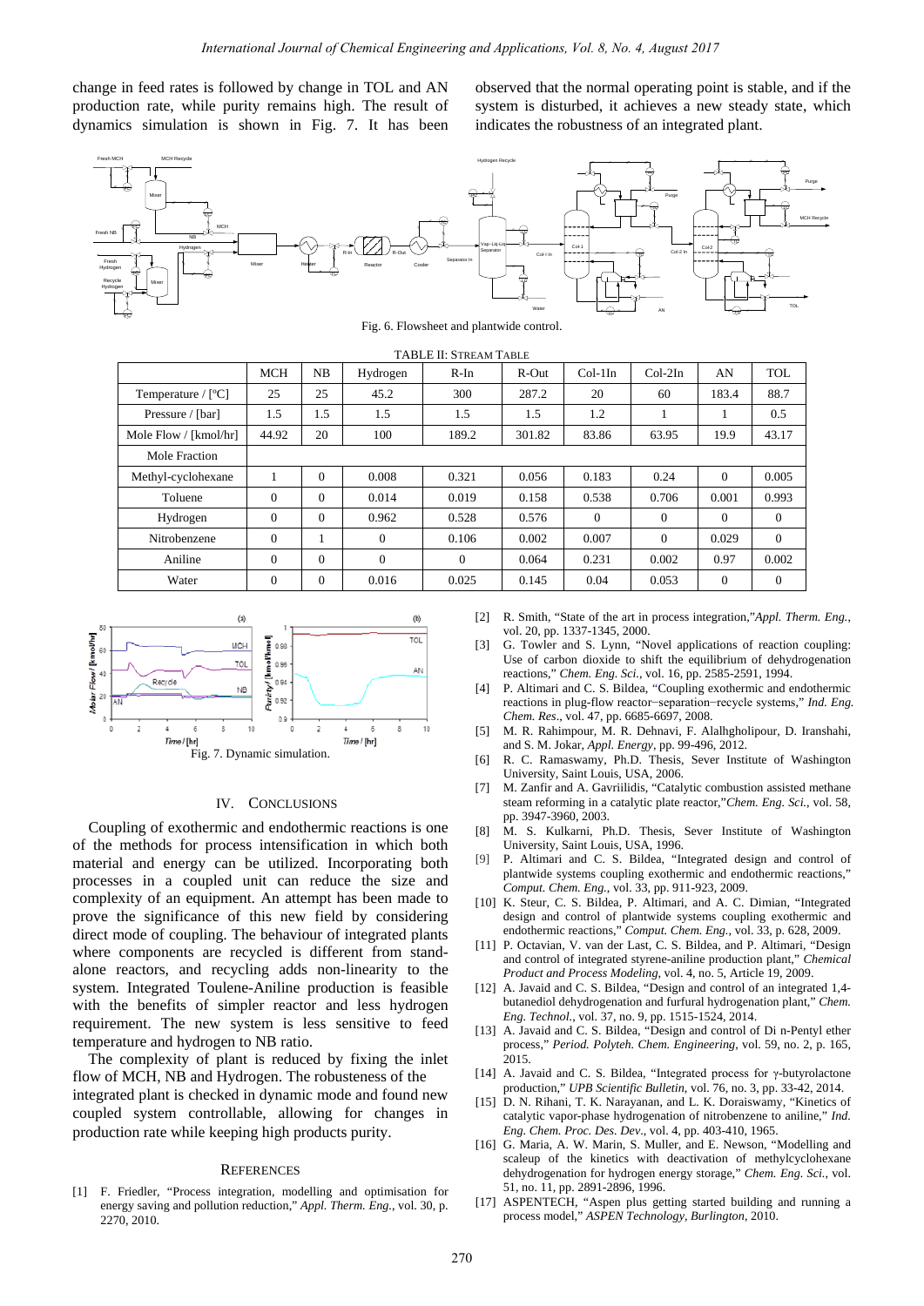change in feed rates is followed by change in TOL and AN production rate, while purity remains high. The result of dynamics simulation is shown in Fig. 7. It has been observed that the normal operating point is stable, and if the system is disturbed, it achieves a new steady state, which indicates the robustness of an integrated plant.

Fig. 6. Flowsheet and plantwide control.

TABLE II: STREAM TABLE

| | MCH | NB | Hydrogen | R-In | R-Out | Col-1In | Col-2In | AN | TOL |
|---|---|---|---|---|---|---|---|---|---|
| Temperature / [°C] | 25 | 25 | 45.2 | 300 | 287.2 | 20 | 60 | 183.4 | 88.7 |
| Pressure / [bar] | 1.5 | 1.5 | 1.5 | 1.5 | 1.5 | 1.2 | 1 | 1 | 0.5 |
| Mole Flow / [kmol/hr] | 44.92 | 20 | 100 | 189.2 | 301.82 | 83.86 | 63.95 | 19.9 | 43.17 |
| Mole Fraction | | | | | | | | | |
| Methyl-cyclohexane | 1 | 0 | 0.008 | 0.321 | 0.056 | 0.183 | 0.24 | 0 | 0.005 |
| Toluene | 0 | 0 | 0.014 | 0.019 | 0.158 | 0.538 | 0.706 | 0.001 | 0.993 |
| Hydrogen | 0 | 0 | 0.962 | 0.528 | 0.576 | 0 | 0 | 0 | 0 |
| Nitrobenzene | 0 | 1 | 0 | 0.106 | 0.002 | 0.007 | 0 | 0.029 | 0 |
| Aniline | 0 | 0 | 0 | 0 | 0.064 | 0.231 | 0.002 | 0.97 | 0.002 |
| Water | 0 | 0 | 0.016 | 0.025 | 0.145 | 0.04 | 0.053 | 0 | 0 |

Fig. 7. Dynamic simulation.

## IV. CONCLUSIONS

Coupling of exothermic and endothermic reactions is one of the methods for process intensification in which both material and energy can be utilized. Incorporating both processes in a coupled unit can reduce the size and complexity of an equipment. An attempt has been made to prove the significance of this new field by considering direct mode of coupling. The behaviour of integrated plants where components are recycled is different from stand-alone reactors, and recycling adds non-linearity to the system. Integrated Toulene-Aniline production is feasible with the benefits of simpler reactor and less hydrogen requirement. The new system is less sensitive to feed temperature and hydrogen to NB ratio.

The complexity of plant is reduced by fixing the inlet flow of MCH, NB and Hydrogen. The robustness of the integrated plant is checked in dynamic mode and found new coupled system controllable, allowing for changes in production rate while keeping high products purity.

## REFERENCES

[1] F. Friedler, "Process integration, modelling and optimisation for energy saving and pollution reduction," *Appl. Therm. Eng.*, vol. 30, p. 2270, 2010.

[2] R. Smith, "State of the art in process integration,"*Appl. Therm. Eng.*, vol. 20, pp. 1337-1345, 2000.

[3] G. Towler and S. Lynn, "Novel applications of reaction coupling: Use of carbon dioxide to shift the equilibrium of dehydrogenation reactions," *Chem. Eng. Sci.*, vol. 16, pp. 2585-2591, 1994.

[4] P. Altimari and C. S. Bildea, "Coupling exothermic and endothermic reactions in plug-flow reactor−separation−recycle systems," *Ind. Eng. Chem. Res*., vol. 47, pp. 6685-6697, 2008.

[5] M. R. Rahimpour, M. R. Dehnavi, F. Alalhgholipour, D. Iranshahi, and S. M. Jokar, *Appl. Energy*, pp. 99-496, 2012.

[6] R. C. Ramaswamy, Ph.D. Thesis, Sever Institute of Washington University, Saint Louis, USA, 2006.

[7] M. Zanfir and A. Gavriilidis, "Catalytic combustion assisted methane steam reforming in a catalytic plate reactor,"*Chem. Eng. Sci.*, vol. 58, pp. 3947-3960, 2003.

[8] M. S. Kulkarni, Ph.D. Thesis, Sever Institute of Washington University, Saint Louis, USA, 1996.

[9] P. Altimari and C. S. Bildea, "Integrated design and control of plantwide systems coupling exothermic and endothermic reactions," *Comput. Chem. Eng.*, vol. 33, pp. 911-923, 2009.

[10] K. Steur, C. S. Bildea, P. Altimari, and A. C. Dimian, "Integrated design and control of plantwide systems coupling exothermic and endothermic reactions," *Comput. Chem. Eng.*, vol. 33, p. 628, 2009.

[11] P. Octavian, V. van der Last, C. S. Bildea, and P. Altimari, "Design and control of integrated styrene-aniline production plant," *Chemical Product and Process Modeling*, vol. 4, no. 5, Article 19, 2009.

[12] A. Javaid and C. S. Bildea, "Design and control of an integrated 1,4-butanediol dehydrogenation and furfural hydrogenation plant," *Chem. Eng. Technol.*, vol. 37, no. 9, pp. 1515-1524, 2014.

[13] A. Javaid and C. S. Bildea, "Design and control of Di n-Pentyl ether process," *Period. Polytech. Chem. Engineering*, vol. 59, no. 2, p. 165, 2015.

[14] A. Javaid and C. S. Bildea, "Integrated process for γ-butyrolactone production," *UPB Scientific Bulletin*, vol. 76, no. 3, pp. 33-42, 2014.

[15] D. N. Rihani, T. K. Narayanan, and L. K. Doraiswamy, "Kinetics of catalytic vapor-phase hydrogenation of nitrobenzene to aniline," *Ind. Eng. Chem. Proc. Des. Dev*., vol. 4, pp. 403-410, 1965.

[16] G. Maria, A. W. Marin, S. Muller, and E. Newson, "Modelling and scaleup of the kinetics with deactivation of methylcyclohexane dehydrogenation for hydrogen energy storage," *Chem. Eng. Sci.*, vol. 51, no. 11, pp. 2891-2896, 1996.

[17] ASPENTECH, "Aspen plus getting started building and running a process model," *ASPEN Technology, Burlington*, 2010.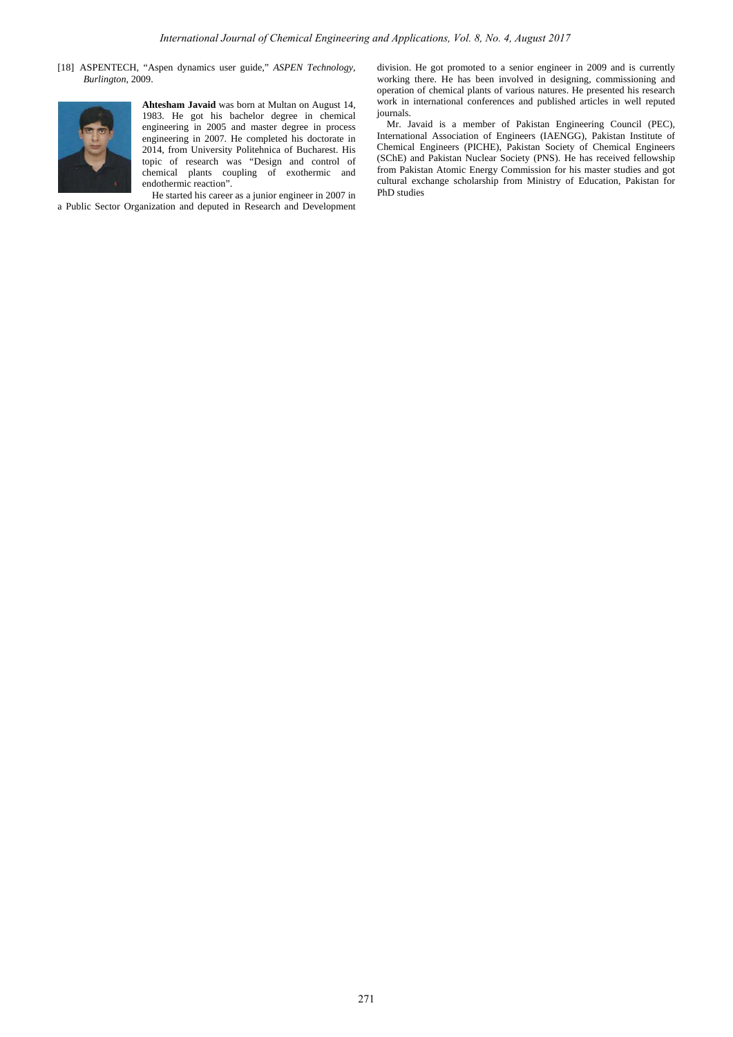[18] ASPENTECH, "Aspen dynamics user guide," *ASPEN Technology, Burlington*, 2009.

**Ahtesham Javaid** was born at Multan on August 14, 1983. He got his bachelor degree in chemical engineering in 2005 and master degree in process engineering in 2007. He completed his doctorate in 2014, from University Politehnica of Bucharest. His topic of research was "Design and control of chemical plants coupling of exothermic and endothermic reaction".

He started his career as a junior engineer in 2007 in a Public Sector Organization and deputed in Research and Development division. He got promoted to a senior engineer in 2009 and is currently working there. He has been involved in designing, commissioning and operation of chemical plants of various natures. He presented his research work in international conferences and published articles in well reputed journals.

Mr. Javaid is a member of Pakistan Engineering Council (PEC), International Association of Engineers (IAENGG), Pakistan Institute of Chemical Engineers (PICHE), Pakistan Society of Chemical Engineers (SChE) and Pakistan Nuclear Society (PNS). He has received fellowship from Pakistan Atomic Energy Commission for his master studies and got cultural exchange scholarship from Ministry of Education, Pakistan for PhD studies